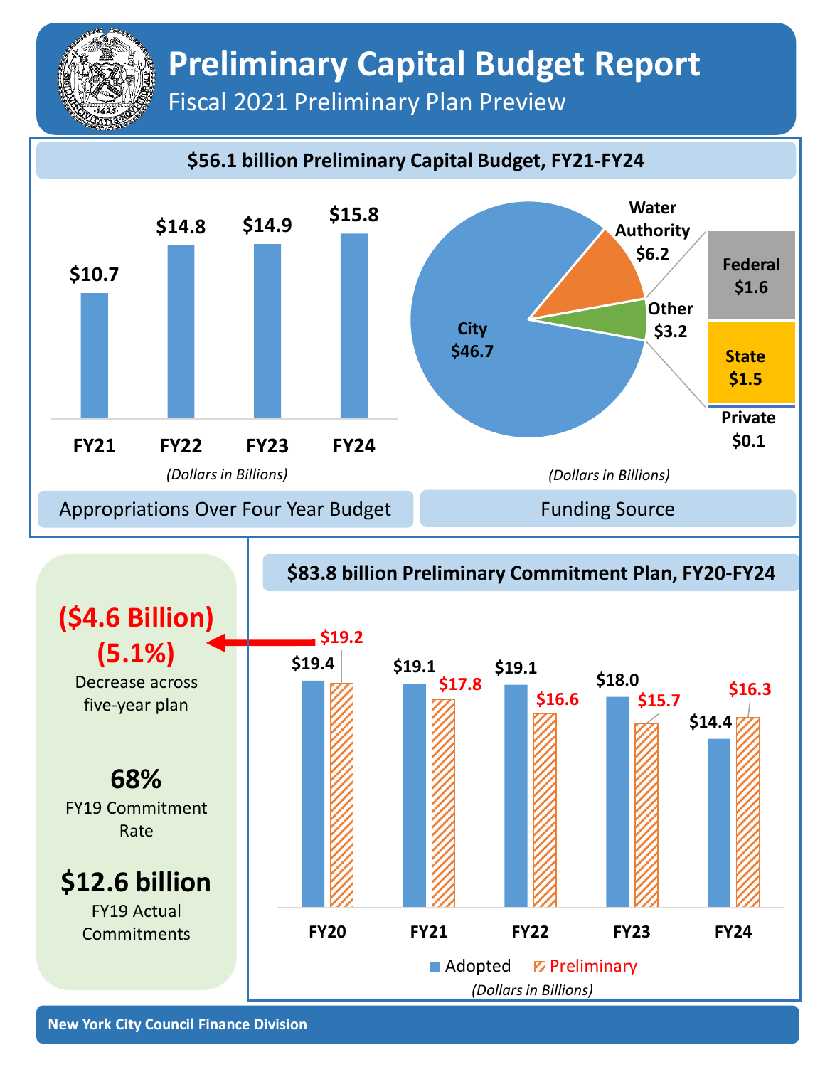# Preliminary Capital Budget Report

## Fiscal 2021 Preliminary Plan Preview

### $56.1 billion Preliminary Capital Budget, FY21-FY24

**Appropriations Over Four Year Budget**

| Fiscal Year | Amount |
|---|---|
| FY21 | $10.7 |
| FY22 | $14.8 |
| FY23 | $14.9 |
| FY24 | $15.8 |

*(Dollars in Billions)*

**Funding Source**

| Source | Amount |
|---|---|
| City | $46.7 |
| Water Authority | $6.2 |
| Other | $3.2 |
| Federal | $1.6 |
| State | $1.5 |
| Private | $0.1 |

*(Dollars in Billions)*

### $83.8 billion Preliminary Commitment Plan, FY20-FY24

| Fiscal Year | Adopted | Preliminary |
|---|---|---|
| FY20 | $19.4 | $19.2 |
| FY21 | $19.1 | $17.8 |
| FY22 | $19.1 | $16.6 |
| FY23 | $18.0 | $15.7 |
| FY24 | $14.4 | $16.3 |

*(Dollars in Billions)*

**($4.6 Billion) (5.1%)**
Decrease across five-year plan

**68%**
FY19 Commitment Rate

**$12.6 billion**
FY19 Actual Commitments

New York City Council Finance Division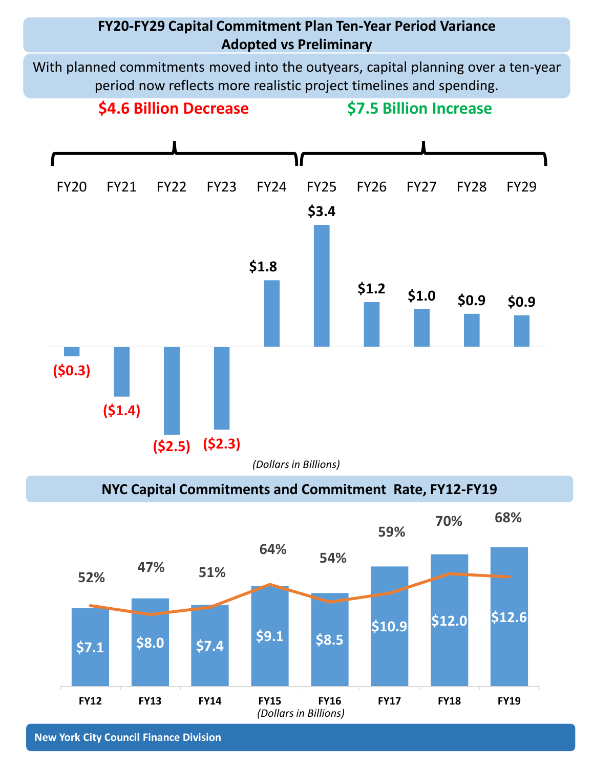## FY20-FY29 Capital Commitment Plan Ten-Year Period Variance Adopted vs Preliminary

With planned commitments moved into the outyears, capital planning over a ten-year period now reflects more realistic project timelines and spending.

**$4.6 Billion Decrease**

**$7.5 Billion Increase**

FY20 FY21 FY22 FY23 FY24 FY25 FY26 FY27 FY28 FY29

($0.3) ($1.4) ($2.5) ($2.3) $1.8 $3.4 $1.2 $1.0 $0.9 $0.9

*(Dollars in Billions)*

## NYC Capital Commitments and Commitment Rate, FY12-FY19

FY12 FY13 FY14 FY15 FY16 FY17 FY18 FY19

$7.1 $8.0 $7.4 $9.1 $8.5 $10.9 $12.0 $12.6

52% 47% 51% 64% 54% 59% 70% 68%

*(Dollars in Billions)*

New York City Council Finance Division